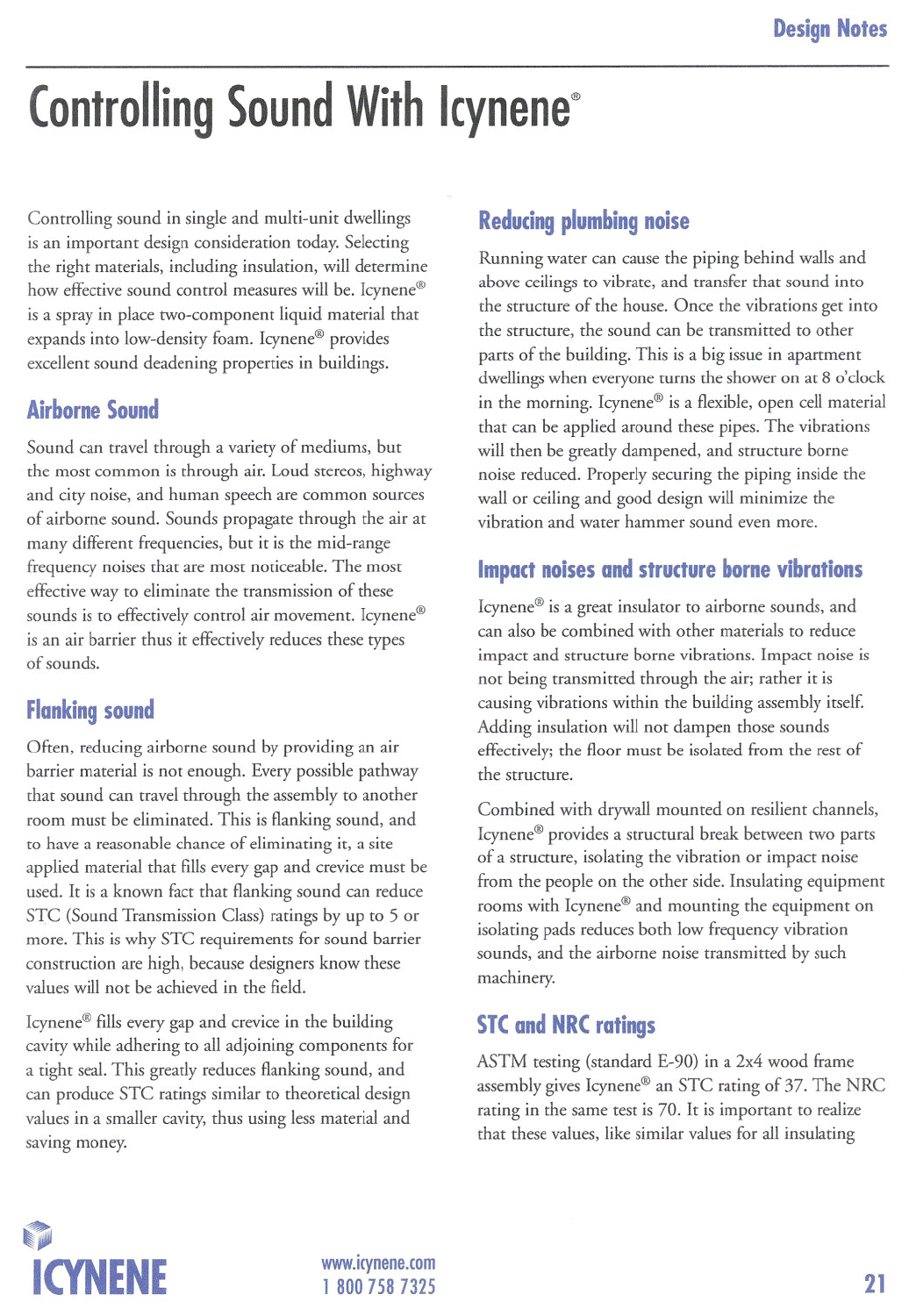# Controlling Sound With Icynene®

Controlling sound in single and multi-unit dwellings is an important design consideration today. Selecting the right materials, including insulation, will determine how effective sound control measures will be. Icynene® is a spray in place two-component liquid material that expands into low-density foam. Icynene® provides excellent sound deadening properties in buildings.

## Airborne Sound

Sound can travel through a variety of mediums, but the most common is through air. Loud stereos, highway and city noise, and human speech are common sources of airborne sound. Sounds propagate through the air at many different frequencies, but it is the mid-range frequency noises that are most noticeable. The most effective way to eliminate the transmission of these sounds is to effectively control air movement. Icynene® is an air barrier thus it effectively reduces these types of sounds.

## Flanking sound

Often, reducing airborne sound by providing an air barrier material is not enough. Every possible pathway that sound can travel through the assembly to another room must be eliminated. This is flanking sound, and to have a reasonable chance of eliminating it, a site applied material that fills every gap and crevice must be used. It is a known fact that flanking sound can reduce STC (Sound Transmission Class) ratings by up to 5 or more. This is why STC requirements for sound barrier construction are high, because designers know these values will not be achieved in the field.

Icynene® fills every gap and crevice in the building cavity while adhering to all adjoining components for a tight seal. This greatly reduces flanking sound, and can produce STC ratings similar to theoretical design values in a smaller cavity, thus using less material and saving money.

## Reducing plumbing noise

Running water can cause the piping behind walls and above ceilings to vibrate, and transfer that sound into the structure of the house. Once the vibrations get into the structure, the sound can be transmitted to other parts of the building. This is a big issue in apartment dwellings when everyone turns the shower on at 8 o'clock in the morning. Icynene® is a flexible, open cell material that can be applied around these pipes. The vibrations will then be greatly dampened, and structure borne noise reduced. Properly securing the piping inside the wall or ceiling and good design will minimize the vibration and water hammer sound even more.

## Impact noises and structure borne vibrations

Icynene® is a great insulator to airborne sounds, and can also be combined with other materials to reduce impact and structure borne vibrations. Impact noise is not being transmitted through the air; rather it is causing vibrations within the building assembly itself. Adding insulation will not dampen those sounds effectively; the floor must be isolated from the rest of the structure.

Combined with drywall mounted on resilient channels, Icynene® provides a structural break between two parts of a structure, isolating the vibration or impact noise from the people on the other side. Insulating equipment rooms with Icynene® and mounting the equipment on isolating pads reduces both low frequency vibration sounds, and the airborne noise transmitted by such machinery.

## STC and NRC ratings

ASTM testing (standard E-90) in a 2x4 wood frame assembly gives Icynene® an STC rating of 37. The NRC rating in the same test is 70. It is important to realize that these values, like similar values for all insulating

ICYNENE

www.icynene.com
1 800 758 7325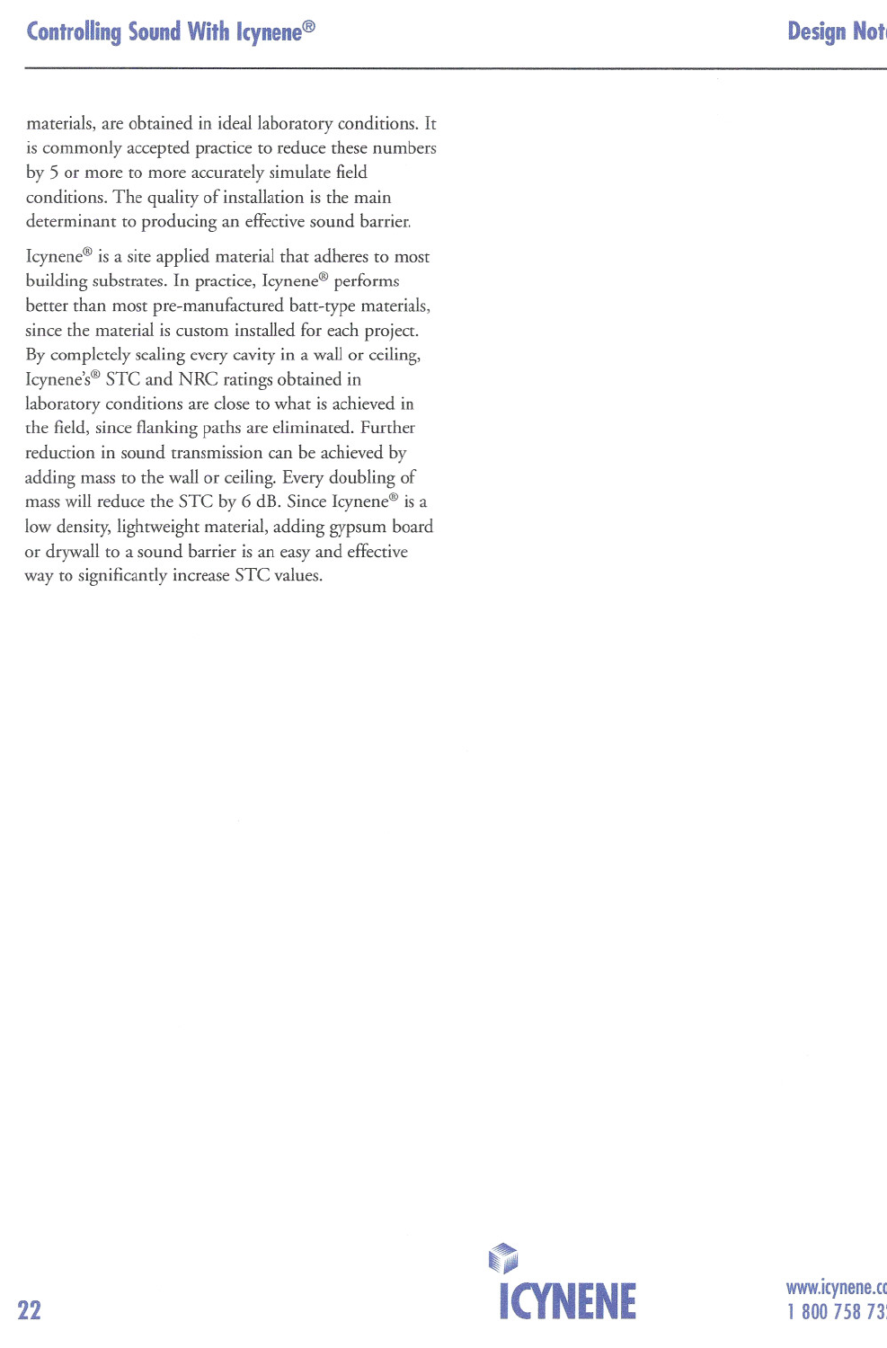materials, are obtained in ideal laboratory conditions. It is commonly accepted practice to reduce these numbers by 5 or more to more accurately simulate field conditions. The quality of installation is the main determinant to producing an effective sound barrier.

Icynene® is a site applied material that adheres to most building substrates. In practice, Icynene® performs better than most pre-manufactured batt-type materials, since the material is custom installed for each project. By completely sealing every cavity in a wall or ceiling, Icynene's® STC and NRC ratings obtained in laboratory conditions are close to what is achieved in the field, since flanking paths are eliminated. Further reduction in sound transmission can be achieved by adding mass to the wall or ceiling. Every doubling of mass will reduce the STC by 6 dB. Since Icynene® is a low density, lightweight material, adding gypsum board or drywall to a sound barrier is an easy and effective way to significantly increase STC values.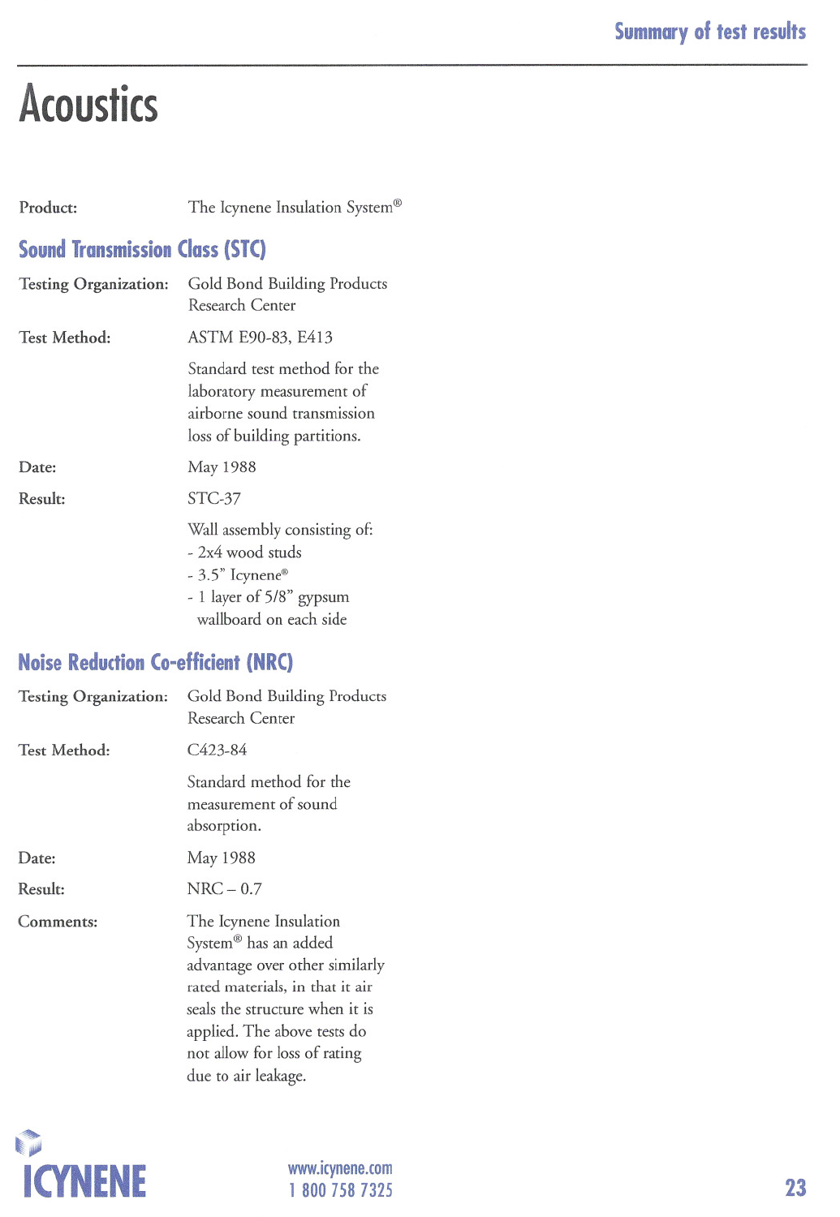# Acoustics

**Product:** The Icynene Insulation System®

## Sound Transmission Class (STC)

**Testing Organization:** Gold Bond Building Products Research Center

**Test Method:** ASTM E90-83, E413

Standard test method for the laboratory measurement of airborne sound transmission loss of building partitions.

**Date:** May 1988

**Result:** STC-37

Wall assembly consisting of:

- 2x4 wood studs
- 3.5" Icynene®
- 1 layer of 5/8" gypsum wallboard on each side

## Noise Reduction Co-efficient (NRC)

**Testing Organization:** Gold Bond Building Products Research Center

**Test Method:** C423-84

Standard method for the measurement of sound absorption.

**Date:** May 1988

**Result:** NRC – 0.7

**Comments:** The Icynene Insulation System® has an added advantage over other similarly rated materials, in that it air seals the structure when it is applied. The above tests do not allow for loss of rating due to air leakage.

ICYNENE

www.icynene.com
1 800 758 7325